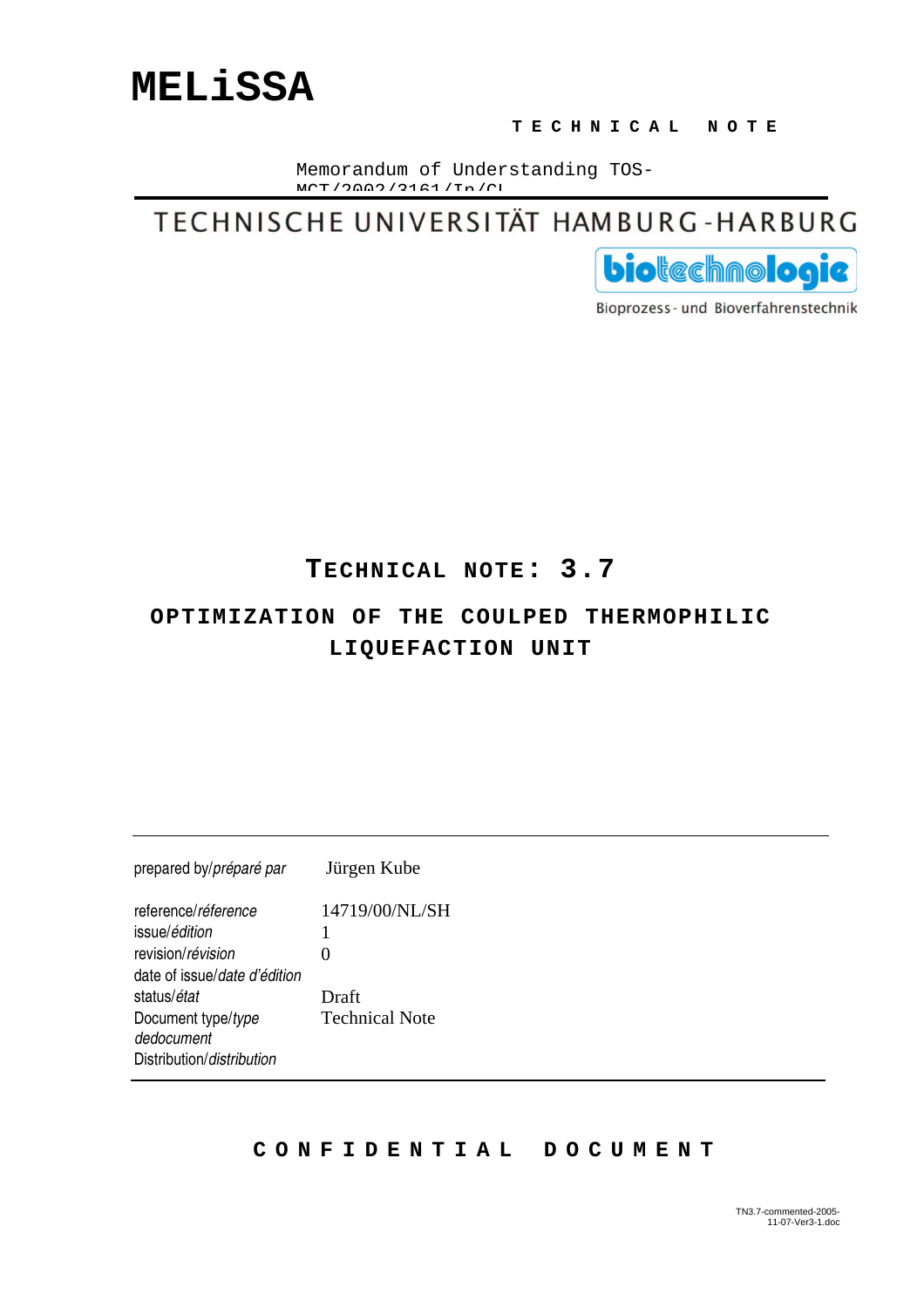# MELiSSA

**TECHNICAL NOTE**

Memorandum of Understanding TOS-MCT/2002/3161/In/CL

TECHNISCHE UNIVERSITÄT HAMBURG-HARBURG

biotechnologie

Bioprozess- und Bioverfahrenstechnik

## TECHNICAL NOTE: 3.7

## OPTIMIZATION OF THE COULPED THERMOPHILIC LIQUEFACTION UNIT

| | |
|---|---|
| prepared by/*préparé par* | Jürgen Kube |
| reference/*réference* | 14719/00/NL/SH |
| issue/*édition* | 1 |
| revision/*révision* | 0 |
| date of issue/*date d'édition* | |
| status/*état* | Draft |
| Document type/*type dedocument* | Technical Note |
| Distribution/*distribution* | |

**CONFIDENTIAL DOCUMENT**

TN3.7-commented-2005-11-07-Ver3-1.doc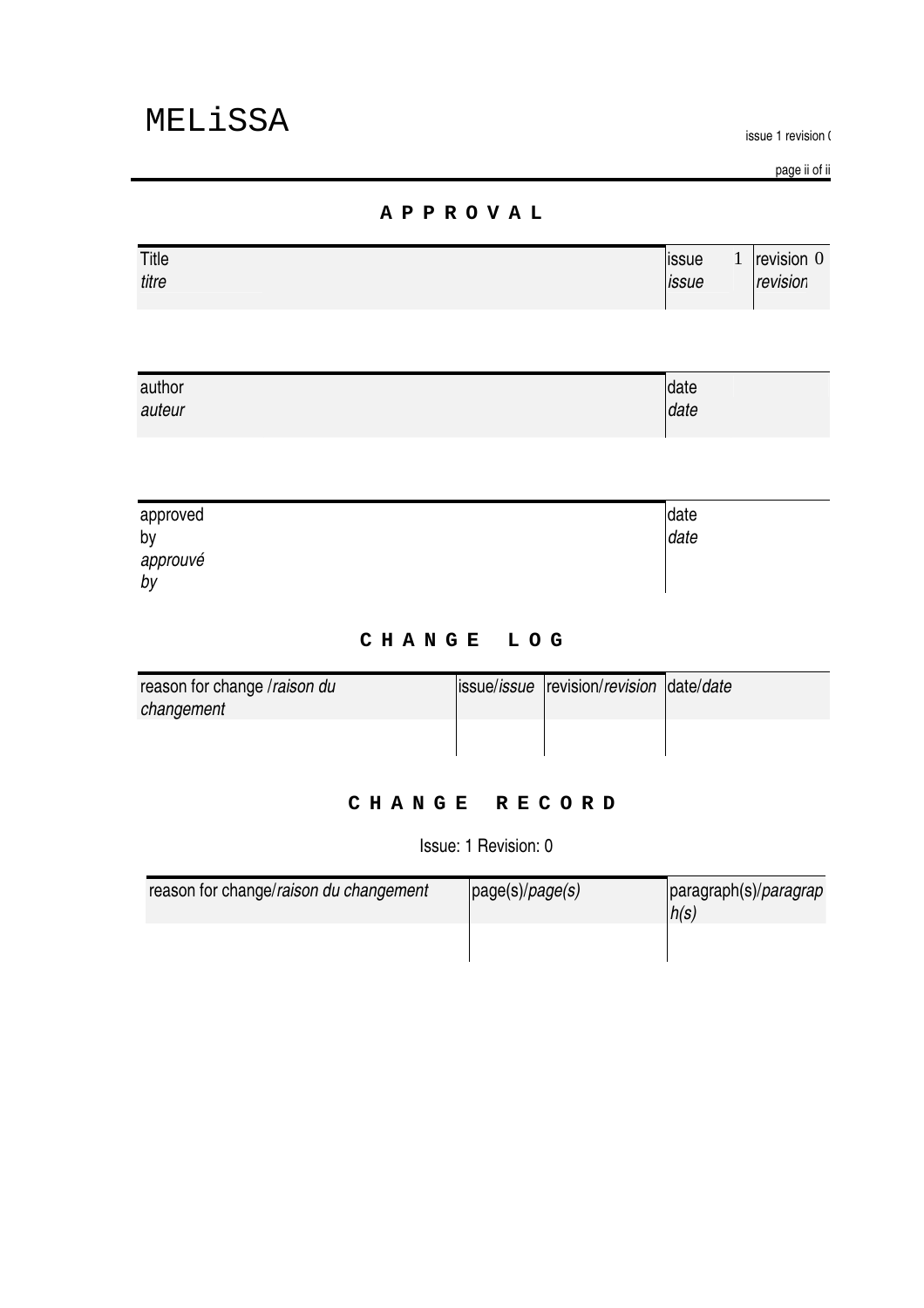## APPROVAL

| Title *titre* | issue 1 *issue* | revision 0 *revision* |
| --- | --- | --- |

| author *auteur* | date *date* |
| --- | --- |

| approved by *approuvé by* | date *date* |
| --- | --- |

## CHANGE LOG

| reason for change /*raison du changement* | issue/*issue* | revision/*revision* | date/*date* |
| --- | --- | --- | --- |
| | | | |

## CHANGE RECORD

Issue: 1 Revision: 0

| reason for change/*raison du changement* | page(s)/*page(s)* | paragraph(s)/*paragraph(s)* |
| --- | --- | --- |
| | | |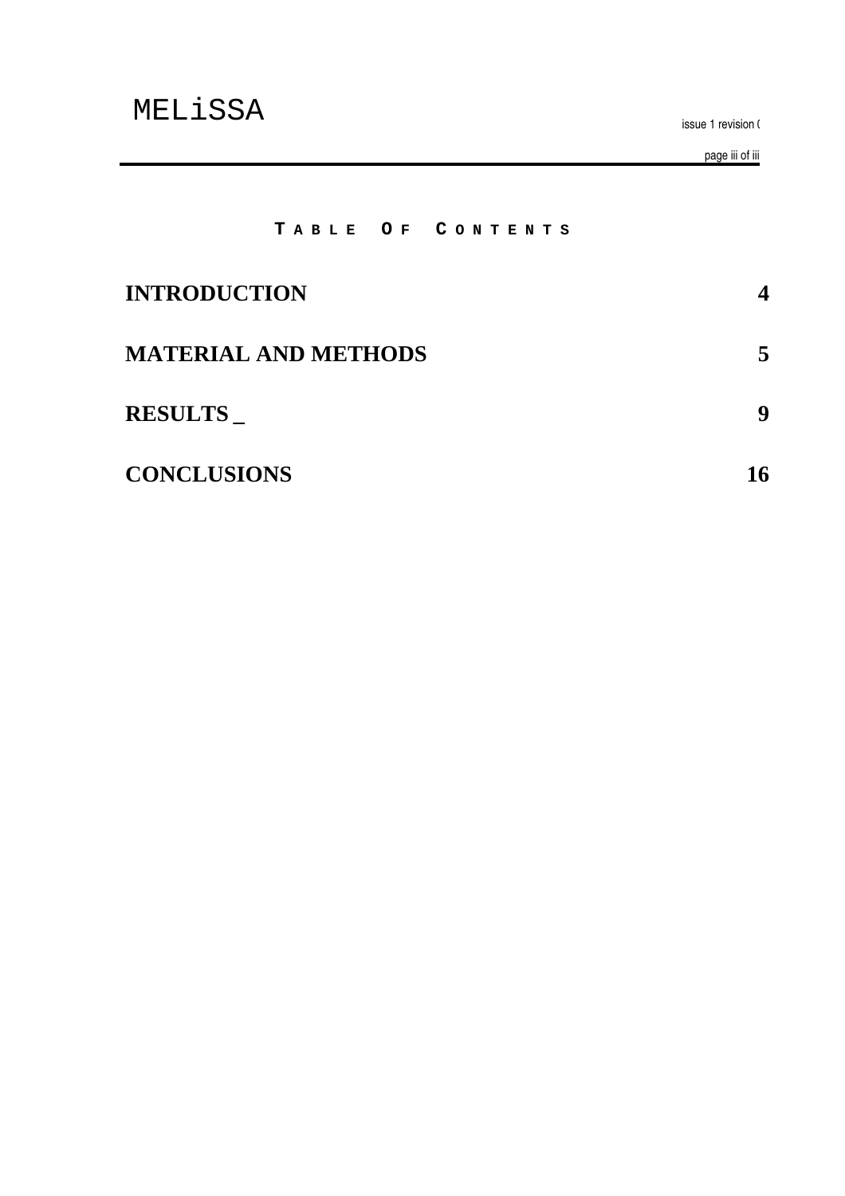# TABLE OF CONTENTS

| | |
|---|---|
| **INTRODUCTION** | **4** |
| **MATERIAL AND METHODS** | **5** |
| **RESULTS _** | **9** |
| **CONCLUSIONS** | **16** |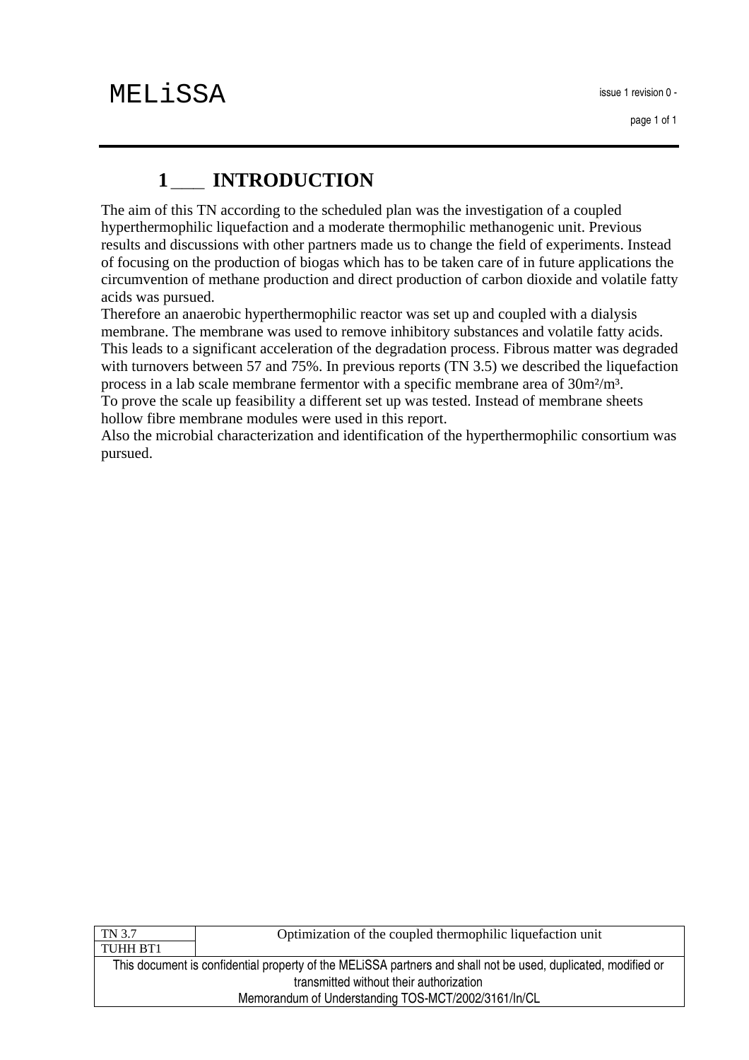# 1 INTRODUCTION

The aim of this TN according to the scheduled plan was the investigation of a coupled hyperthermophilic liquefaction and a moderate thermophilic methanogenic unit. Previous results and discussions with other partners made us to change the field of experiments. Instead of focusing on the production of biogas which has to be taken care of in future applications the circumvention of methane production and direct production of carbon dioxide and volatile fatty acids was pursued.

Therefore an anaerobic hyperthermophilic reactor was set up and coupled with a dialysis membrane. The membrane was used to remove inhibitory substances and volatile fatty acids. This leads to a significant acceleration of the degradation process. Fibrous matter was degraded with turnovers between 57 and 75%. In previous reports (TN 3.5) we described the liquefaction process in a lab scale membrane fermentor with a specific membrane area of 30m²/m³.

To prove the scale up feasibility a different set up was tested. Instead of membrane sheets hollow fibre membrane modules were used in this report.

Also the microbial characterization and identification of the hyperthermophilic consortium was pursued.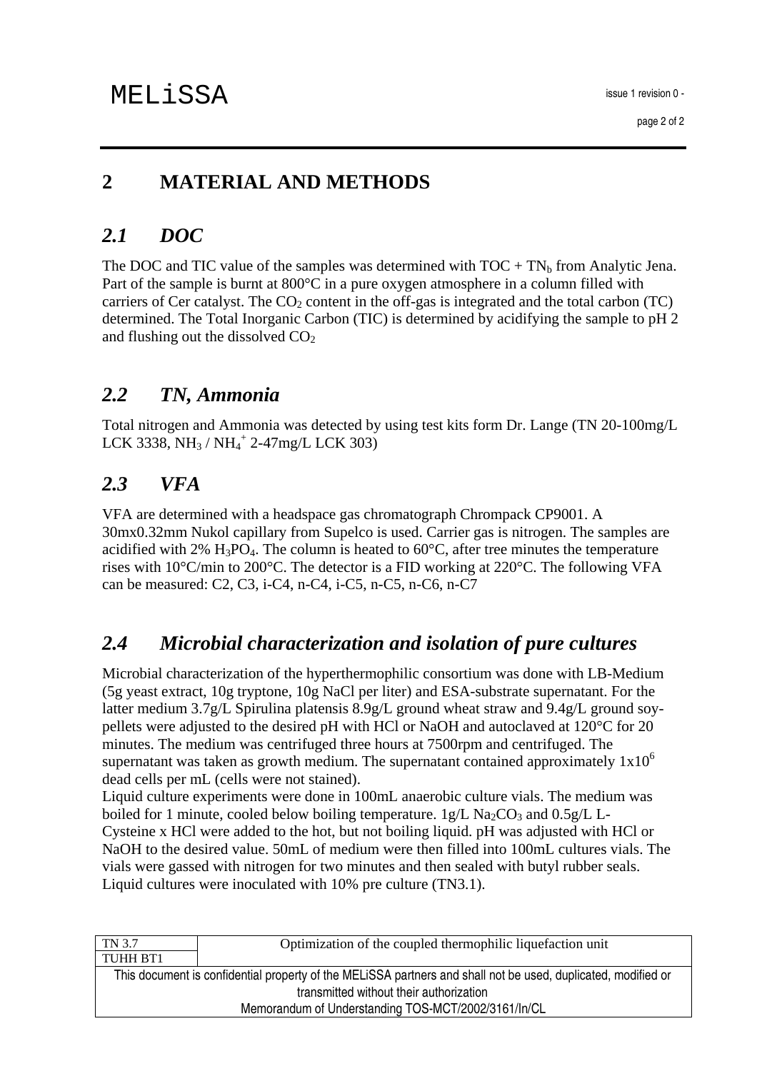# 2 MATERIAL AND METHODS

## 2.1 DOC

The DOC and TIC value of the samples was determined with TOC + $TN_b$ from Analytic Jena. Part of the sample is burnt at 800°C in a pure oxygen atmosphere in a column filled with carriers of Cer catalyst. The $CO_2$ content in the off-gas is integrated and the total carbon (TC) determined. The Total Inorganic Carbon (TIC) is determined by acidifying the sample to pH 2 and flushing out the dissolved $CO_2$

## 2.2 TN, Ammonia

Total nitrogen and Ammonia was detected by using test kits form Dr. Lange (TN 20-100mg/L LCK 3338, $NH_3$ / $NH_4^+$ 2-47mg/L LCK 303)

## 2.3 VFA

VFA are determined with a headspace gas chromatograph Chrompack CP9001. A 30mx0.32mm Nukol capillary from Supelco is used. Carrier gas is nitrogen. The samples are acidified with 2% $H_3PO_4$. The column is heated to 60°C, after tree minutes the temperature rises with 10°C/min to 200°C. The detector is a FID working at 220°C. The following VFA can be measured: C2, C3, i-C4, n-C4, i-C5, n-C5, n-C6, n-C7

## 2.4 Microbial characterization and isolation of pure cultures

Microbial characterization of the hyperthermophilic consortium was done with LB-Medium (5g yeast extract, 10g tryptone, 10g NaCl per liter) and ESA-substrate supernatant. For the latter medium 3.7g/L Spirulina platensis 8.9g/L ground wheat straw and 9.4g/L ground soy-pellets were adjusted to the desired pH with HCl or NaOH and autoclaved at 120°C for 20 minutes. The medium was centrifuged three hours at 7500rpm and centrifuged. The supernatant was taken as growth medium. The supernatant contained approximately $1x10^6$ dead cells per mL (cells were not stained).

Liquid culture experiments were done in 100mL anaerobic culture vials. The medium was boiled for 1 minute, cooled below boiling temperature. 1g/L $Na_2CO_3$ and 0.5g/L L-Cysteine x HCl were added to the hot, but not boiling liquid. pH was adjusted with HCl or NaOH to the desired value. 50mL of medium were then filled into 100mL cultures vials. The vials were gassed with nitrogen for two minutes and then sealed with butyl rubber seals. Liquid cultures were inoculated with 10% pre culture (TN3.1).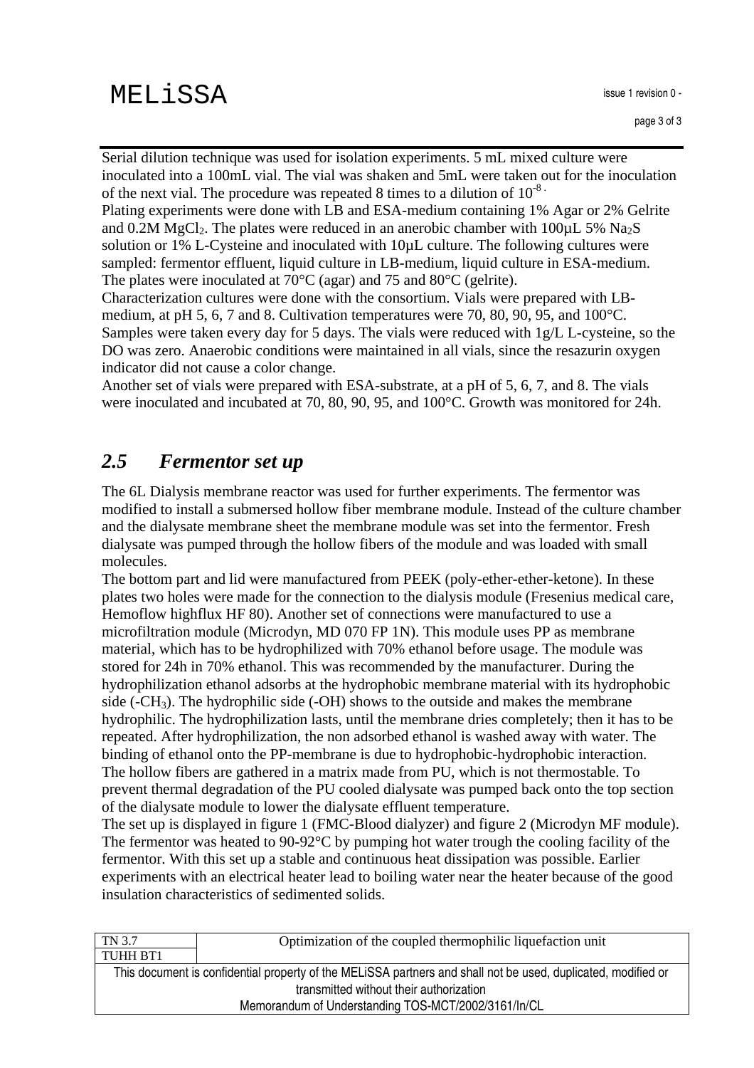Serial dilution technique was used for isolation experiments. 5 mL mixed culture were inoculated into a 100mL vial. The vial was shaken and 5mL were taken out for the inoculation of the next vial. The procedure was repeated 8 times to a dilution of $10^{-8}$.

Plating experiments were done with LB and ESA-medium containing 1% Agar or 2% Gelrite and 0.2M $MgCl_2$. The plates were reduced in an anerobic chamber with 100µL 5% $Na_2S$ solution or 1% L-Cysteine and inoculated with 10µL culture. The following cultures were sampled: fermentor effluent, liquid culture in LB-medium, liquid culture in ESA-medium. The plates were inoculated at 70°C (agar) and 75 and 80°C (gelrite).

Characterization cultures were done with the consortium. Vials were prepared with LB-medium, at pH 5, 6, 7 and 8. Cultivation temperatures were 70, 80, 90, 95, and 100°C. Samples were taken every day for 5 days. The vials were reduced with 1g/L L-cysteine, so the DO was zero. Anaerobic conditions were maintained in all vials, since the resazurin oxygen indicator did not cause a color change.

Another set of vials were prepared with ESA-substrate, at a pH of 5, 6, 7, and 8. The vials were inoculated and incubated at 70, 80, 90, 95, and 100°C. Growth was monitored for 24h.

## *2.5 Fermentor set up*

The 6L Dialysis membrane reactor was used for further experiments. The fermentor was modified to install a submersed hollow fiber membrane module. Instead of the culture chamber and the dialysate membrane sheet the membrane module was set into the fermentor. Fresh dialysate was pumped through the hollow fibers of the module and was loaded with small molecules.

The bottom part and lid were manufactured from PEEK (poly-ether-ether-ketone). In these plates two holes were made for the connection to the dialysis module (Fresenius medical care, Hemoflow highflux HF 80). Another set of connections were manufactured to use a microfiltration module (Microdyn, MD 070 FP 1N). This module uses PP as membrane material, which has to be hydrophilized with 70% ethanol before usage. The module was stored for 24h in 70% ethanol. This was recommended by the manufacturer. During the hydrophilization ethanol adsorbs at the hydrophobic membrane material with its hydrophobic side ($-CH_3$). The hydrophilic side (-OH) shows to the outside and makes the membrane hydrophilic. The hydrophilization lasts, until the membrane dries completely; then it has to be repeated. After hydrophilization, the non adsorbed ethanol is washed away with water. The binding of ethanol onto the PP-membrane is due to hydrophobic-hydrophobic interaction.

The hollow fibers are gathered in a matrix made from PU, which is not thermostable. To prevent thermal degradation of the PU cooled dialysate was pumped back onto the top section of the dialysate module to lower the dialysate effluent temperature.

The set up is displayed in figure 1 (FMC-Blood dialyzer) and figure 2 (Microdyn MF module).

The fermentor was heated to 90-92°C by pumping hot water trough the cooling facility of the fermentor. With this set up a stable and continuous heat dissipation was possible. Earlier experiments with an electrical heater lead to boiling water near the heater because of the good insulation characteristics of sedimented solids.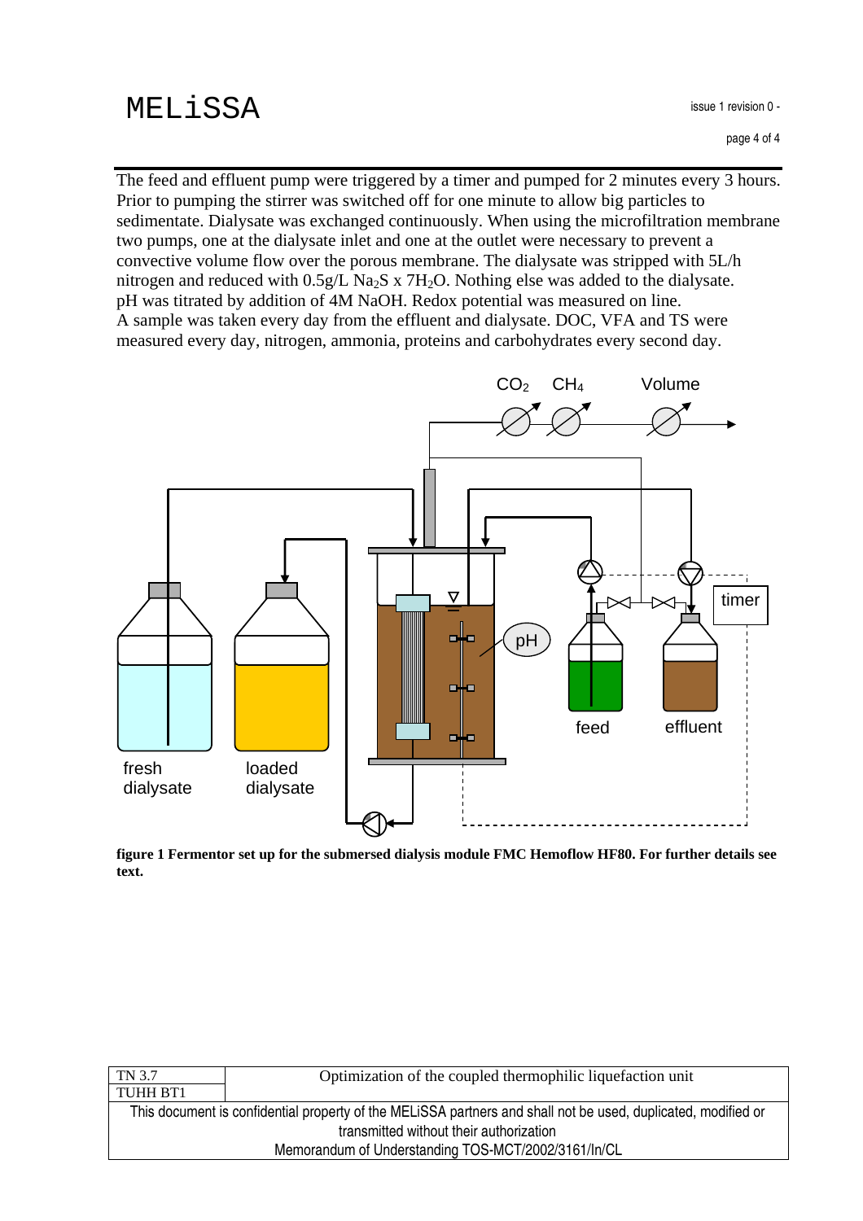The feed and effluent pump were triggered by a timer and pumped for 2 minutes every 3 hours. Prior to pumping the stirrer was switched off for one minute to allow big particles to sedimentate. Dialysate was exchanged continuously. When using the microfiltration membrane two pumps, one at the dialysate inlet and one at the outlet were necessary to prevent a convective volume flow over the porous membrane. The dialysate was stripped with 5L/h nitrogen and reduced with 0.5g/L $Na_2S$ x $7H_2O$. Nothing else was added to the dialysate. pH was titrated by addition of 4M NaOH. Redox potential was measured on line.
A sample was taken every day from the effluent and dialysate. DOC, VFA and TS were measured every day, nitrogen, ammonia, proteins and carbohydrates every second day.

**figure 1 Fermentor set up for the submersed dialysis module FMC Hemoflow HF80. For further details see text.**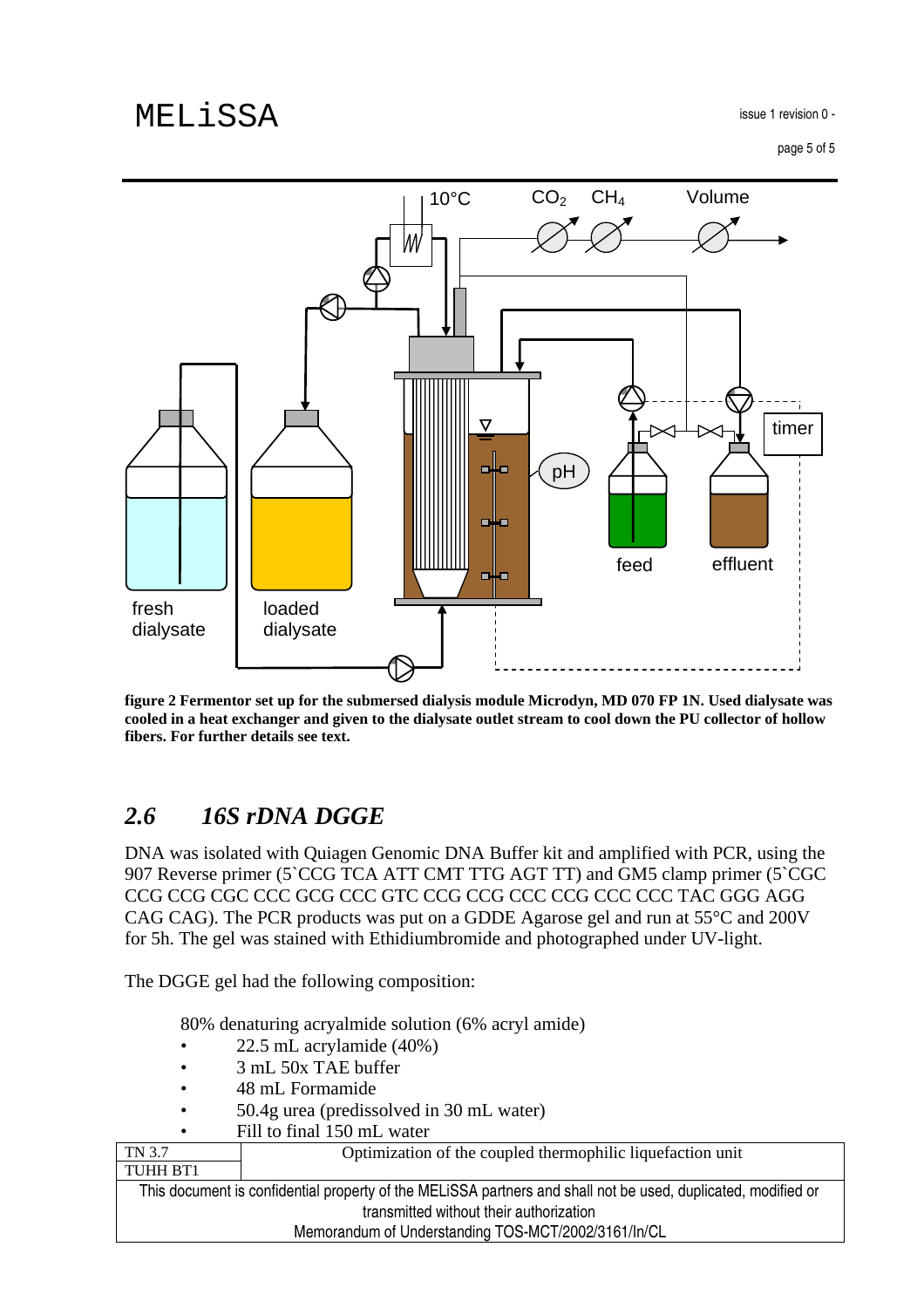figure 2 Fermentor set up for the submersed dialysis module Microdyn, MD 070 FP 1N. Used dialysate was cooled in a heat exchanger and given to the dialysate outlet stream to cool down the PU collector of hollow fibers. For further details see text.

## *2.6 16S rDNA DGGE*

DNA was isolated with Quiagen Genomic DNA Buffer kit and amplified with PCR, using the 907 Reverse primer (5`CCG TCA ATT CMT TTG AGT TT) and GM5 clamp primer (5`CGC CCG CCG CGC CCC GCG CCC GTC CCG CCG CCC CCG CCC CCC TAC GGG AGG CAG CAG). The PCR products was put on a GDDE Agarose gel and run at 55°C and 200V for 5h. The gel was stained with Ethidiumbromide and photographed under UV-light.

The DGGE gel had the following composition:

80% denaturing acryalmide solution (6% acryl amide)

- 22.5 mL acrylamide (40%)
- 3 mL 50x TAE buffer
- 48 mL Formamide
- 50.4g urea (predissolved in 30 mL water)
- Fill to final 150 mL water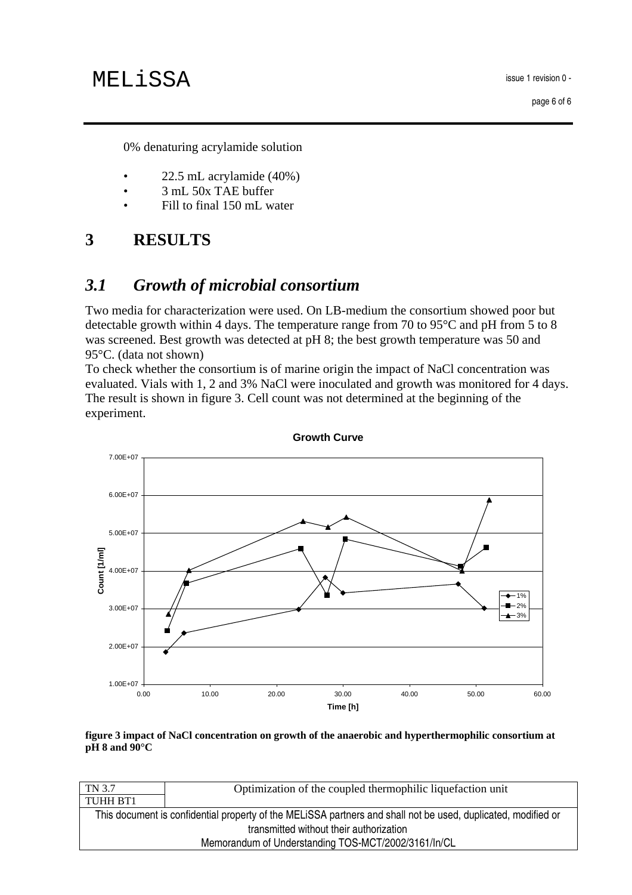0% denaturing acrylamide solution

- 22.5 mL acrylamide (40%)
- 3 mL 50x TAE buffer
- Fill to final 150 mL water

# 3 RESULTS

## *3.1 Growth of microbial consortium*

Two media for characterization were used. On LB-medium the consortium showed poor but detectable growth within 4 days. The temperature range from 70 to 95°C and pH from 5 to 8 was screened. Best growth was detected at pH 8; the best growth temperature was 50 and 95°C. (data not shown)

To check whether the consortium is of marine origin the impact of NaCl concentration was evaluated. Vials with 1, 2 and 3% NaCl were inoculated and growth was monitored for 4 days. The result is shown in figure 3. Cell count was not determined at the beginning of the experiment.

**figure 3 impact of NaCl concentration on growth of the anaerobic and hyperthermophilic consortium at pH 8 and 90°C**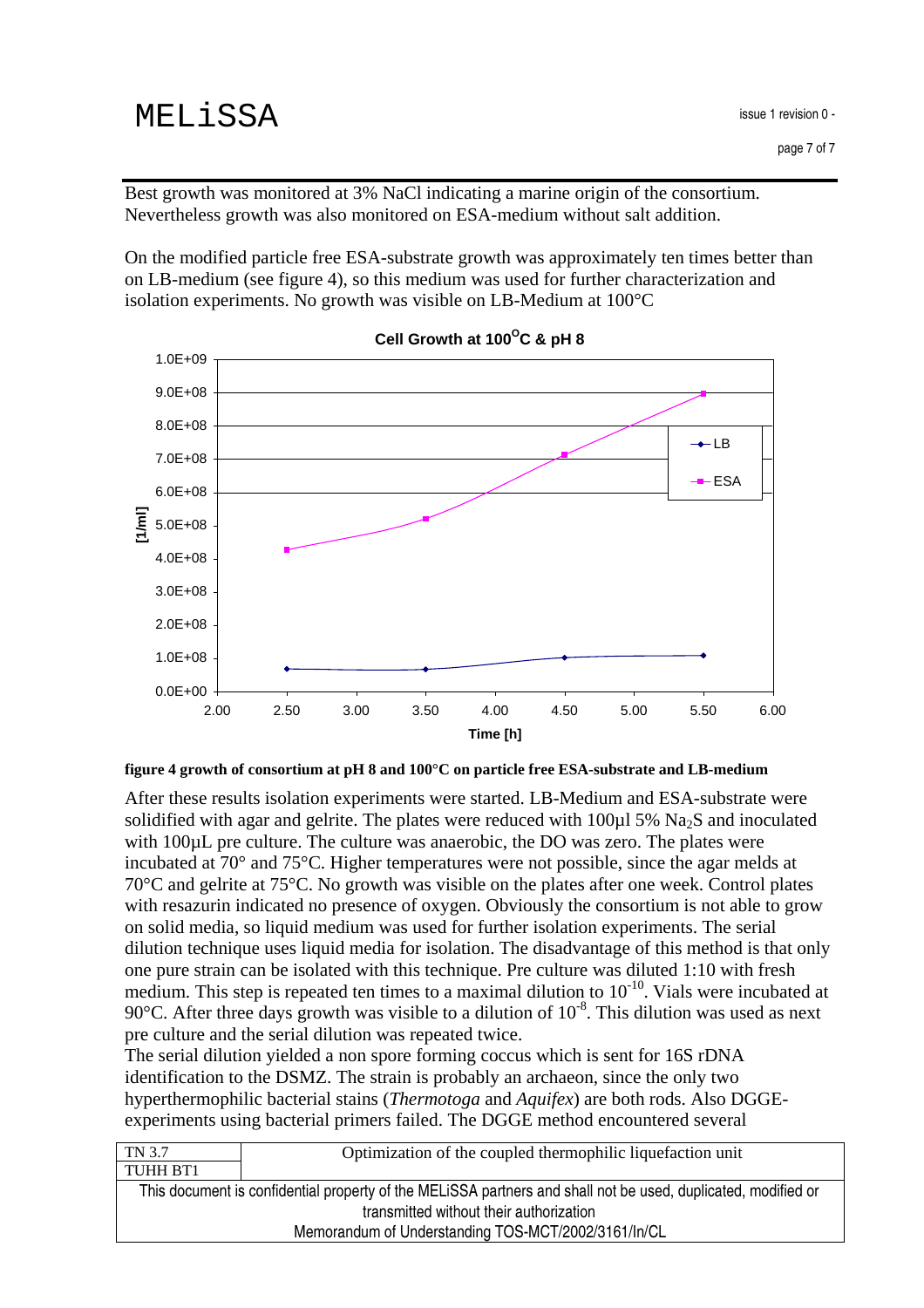Best growth was monitored at 3% NaCl indicating a marine origin of the consortium. Nevertheless growth was also monitored on ESA-medium without salt addition.

On the modified particle free ESA-substrate growth was approximately ten times better than on LB-medium (see figure 4), so this medium was used for further characterization and isolation experiments. No growth was visible on LB-Medium at 100°C

**figure 4 growth of consortium at pH 8 and 100°C on particle free ESA-substrate and LB-medium**

After these results isolation experiments were started. LB-Medium and ESA-substrate were solidified with agar and gelrite. The plates were reduced with 100µl 5% $Na_2S$ and inoculated with 100µL pre culture. The culture was anaerobic, the DO was zero. The plates were incubated at 70° and 75°C. Higher temperatures were not possible, since the agar melds at 70°C and gelrite at 75°C. No growth was visible on the plates after one week. Control plates with resazurin indicated no presence of oxygen. Obviously the consortium is not able to grow on solid media, so liquid medium was used for further isolation experiments. The serial dilution technique uses liquid media for isolation. The disadvantage of this method is that only one pure strain can be isolated with this technique. Pre culture was diluted 1:10 with fresh medium. This step is repeated ten times to a maximal dilution to $10^{-10}$. Vials were incubated at 90°C. After three days growth was visible to a dilution of $10^{-8}$. This dilution was used as next pre culture and the serial dilution was repeated twice.

The serial dilution yielded a non spore forming coccus which is sent for 16S rDNA identification to the DSMZ. The strain is probably an archaeon, since the only two hyperthermophilic bacterial stains (*Thermotoga* and *Aquifex*) are both rods. Also DGGE-experiments using bacterial primers failed. The DGGE method encountered several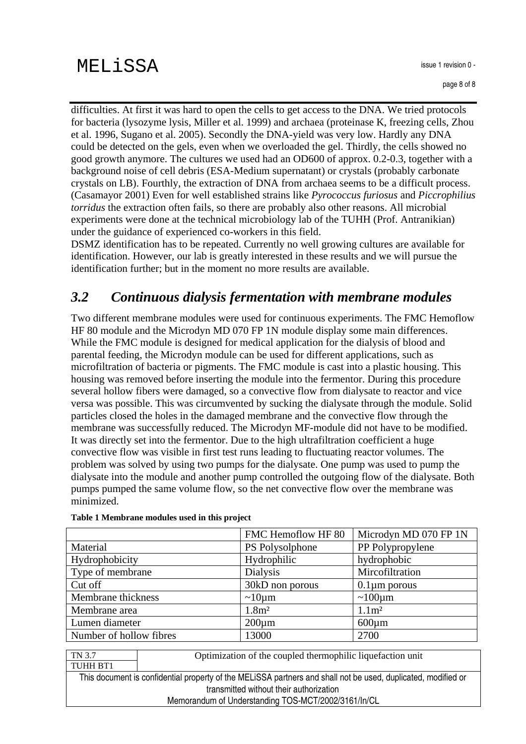difficulties. At first it was hard to open the cells to get access to the DNA. We tried protocols for bacteria (lysozyme lysis, Miller et al. 1999) and archaea (proteinase K, freezing cells, Zhou et al. 1996, Sugano et al. 2005). Secondly the DNA-yield was very low. Hardly any DNA could be detected on the gels, even when we overloaded the gel. Thirdly, the cells showed no good growth anymore. The cultures we used had an OD600 of approx. 0.2-0.3, together with a background noise of cell debris (ESA-Medium supernatant) or crystals (probably carbonate crystals on LB). Fourthly, the extraction of DNA from archaea seems to be a difficult process. (Casamayor 2001) Even for well established strains like *Pyrococcus furiosus* and *Piccrophilius torridus* the extraction often fails, so there are probably also other reasons. All microbial experiments were done at the technical microbiology lab of the TUHH (Prof. Antranikian) under the guidance of experienced co-workers in this field.
DSMZ identification has to be repeated. Currently no well growing cultures are available for identification. However, our lab is greatly interested in these results and we will pursue the identification further; but in the moment no more results are available.

## *3.2 Continuous dialysis fermentation with membrane modules*

Two different membrane modules were used for continuous experiments. The FMC Hemoflow HF 80 module and the Microdyn MD 070 FP 1N module display some main differences. While the FMC module is designed for medical application for the dialysis of blood and parental feeding, the Microdyn module can be used for different applications, such as microfiltration of bacteria or pigments. The FMC module is cast into a plastic housing. This housing was removed before inserting the module into the fermentor. During this procedure several hollow fibers were damaged, so a convective flow from dialysate to reactor and vice versa was possible. This was circumvented by sucking the dialysate through the module. Solid particles closed the holes in the damaged membrane and the convective flow through the membrane was successfully reduced. The Microdyn MF-module did not have to be modified. It was directly set into the fermentor. Due to the high ultrafiltration coefficient a huge convective flow was visible in first test runs leading to fluctuating reactor volumes. The problem was solved by using two pumps for the dialysate. One pump was used to pump the dialysate into the module and another pump controlled the outgoing flow of the dialysate. Both pumps pumped the same volume flow, so the net convective flow over the membrane was minimized.

**Table 1 Membrane modules used in this project**

| | FMC Hemoflow HF 80 | Microdyn MD 070 FP 1N |
|---|---|---|
| Material | PS Polysolphone | PP Polypropylene |
| Hydrophobicity | Hydrophilic | hydrophobic |
| Type of membrane | Dialysis | Mircofiltration |
| Cut off | 30kD non porous | 0.1µm porous |
| Membrane thickness | ~10µm | ~100µm |
| Membrane area | 1.8m² | 1.1m² |
| Lumen diameter | 200µm | 600µm |
| Number of hollow fibres | 13000 | 2700 |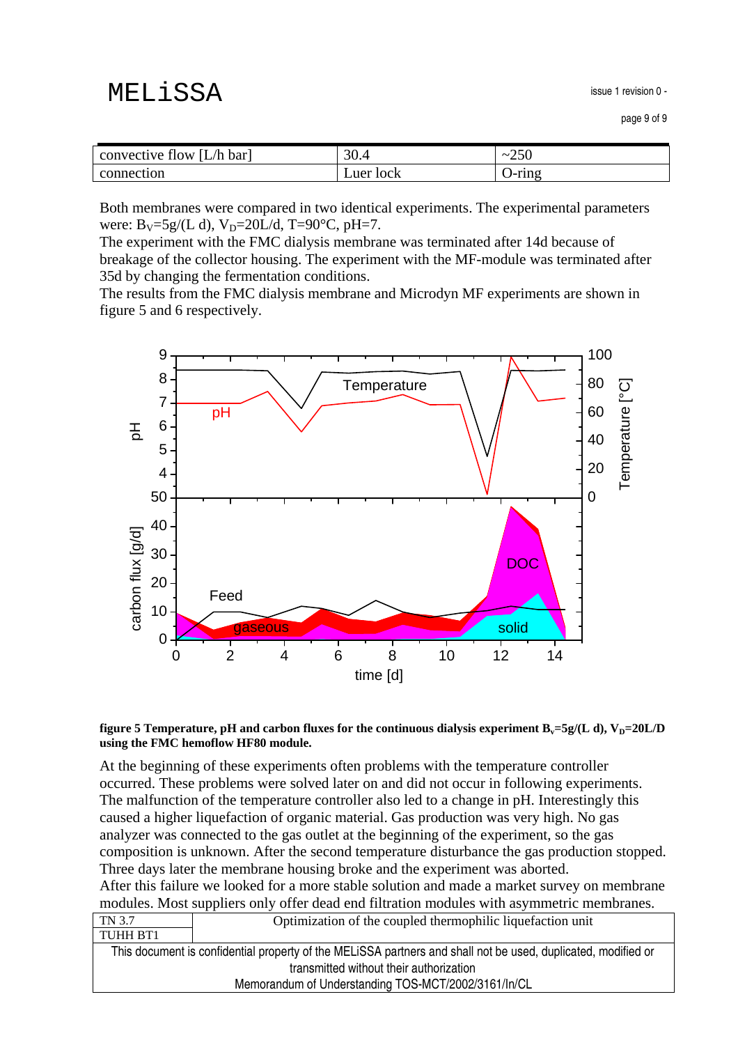| convective flow [L/h bar] | 30.4 | ~250 |
|---|---|---|
| connection | Luer lock | O-ring |

Both membranes were compared in two identical experiments. The experimental parameters were: $B_V$=5g/(L d), $V_D$=20L/d, T=90°C, pH=7.
The experiment with the FMC dialysis membrane was terminated after 14d because of breakage of the collector housing. The experiment with the MF-module was terminated after 35d by changing the fermentation conditions.
The results from the FMC dialysis membrane and Microdyn MF experiments are shown in figure 5 and 6 respectively.

**figure 5 Temperature, pH and carbon fluxes for the continuous dialysis experiment $B_v$=5g/(L d), $V_D$=20L/D using the FMC hemoflow HF80 module.**

At the beginning of these experiments often problems with the temperature controller occurred. These problems were solved later on and did not occur in following experiments. The malfunction of the temperature controller also led to a change in pH. Interestingly this caused a higher liquefaction of organic material. Gas production was very high. No gas analyzer was connected to the gas outlet at the beginning of the experiment, so the gas composition is unknown. After the second temperature disturbance the gas production stopped. Three days later the membrane housing broke and the experiment was aborted.
After this failure we looked for a more stable solution and made a market survey on membrane modules. Most suppliers only offer dead end filtration modules with asymmetric membranes.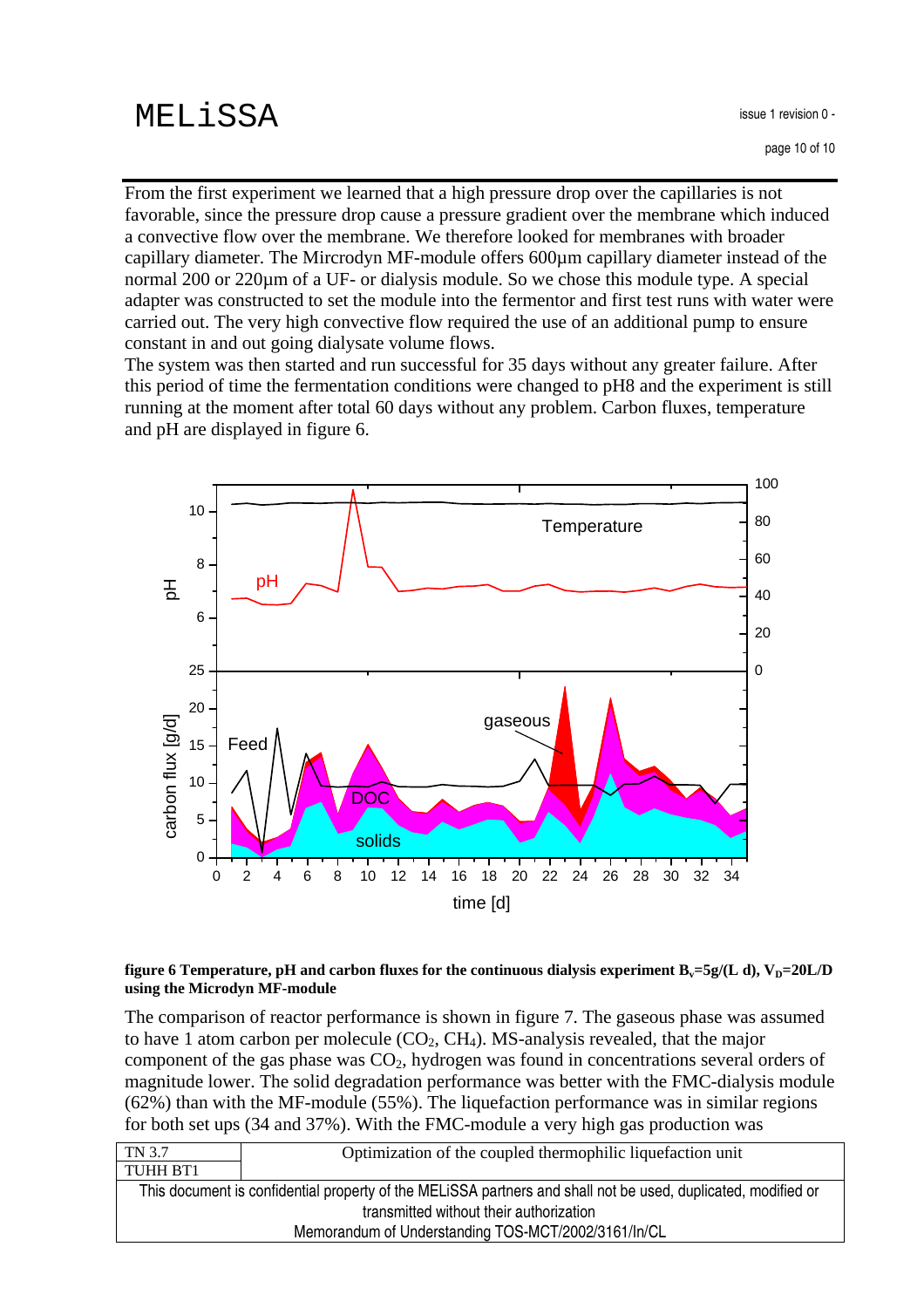From the first experiment we learned that a high pressure drop over the capillaries is not favorable, since the pressure drop cause a pressure gradient over the membrane which induced a convective flow over the membrane. We therefore looked for membranes with broader capillary diameter. The Mircrodyn MF-module offers 600µm capillary diameter instead of the normal 200 or 220µm of a UF- or dialysis module. So we chose this module type. A special adapter was constructed to set the module into the fermentor and first test runs with water were carried out. The very high convective flow required the use of an additional pump to ensure constant in and out going dialysate volume flows.

The system was then started and run successful for 35 days without any greater failure. After this period of time the fermentation conditions were changed to pH8 and the experiment is still running at the moment after total 60 days without any problem. Carbon fluxes, temperature and pH are displayed in figure 6.

**figure 6 Temperature, pH and carbon fluxes for the continuous dialysis experiment $B_v$=5g/(L d), $V_D$=20L/D using the Microdyn MF-module**

The comparison of reactor performance is shown in figure 7. The gaseous phase was assumed to have 1 atom carbon per molecule ($CO_2$, $CH_4$). MS-analysis revealed, that the major component of the gas phase was $CO_2$, hydrogen was found in concentrations several orders of magnitude lower. The solid degradation performance was better with the FMC-dialysis module (62%) than with the MF-module (55%). The liquefaction performance was in similar regions for both set ups (34 and 37%). With the FMC-module a very high gas production was

| TN 3.7 | Optimization of the coupled thermophilic liquefaction unit |
| --- | --- |
| TUHH BT1 | |

This document is confidential property of the MELiSSA partners and shall not be used, duplicated, modified or transmitted without their authorization
Memorandum of Understanding TOS-MCT/2002/3161/In/CL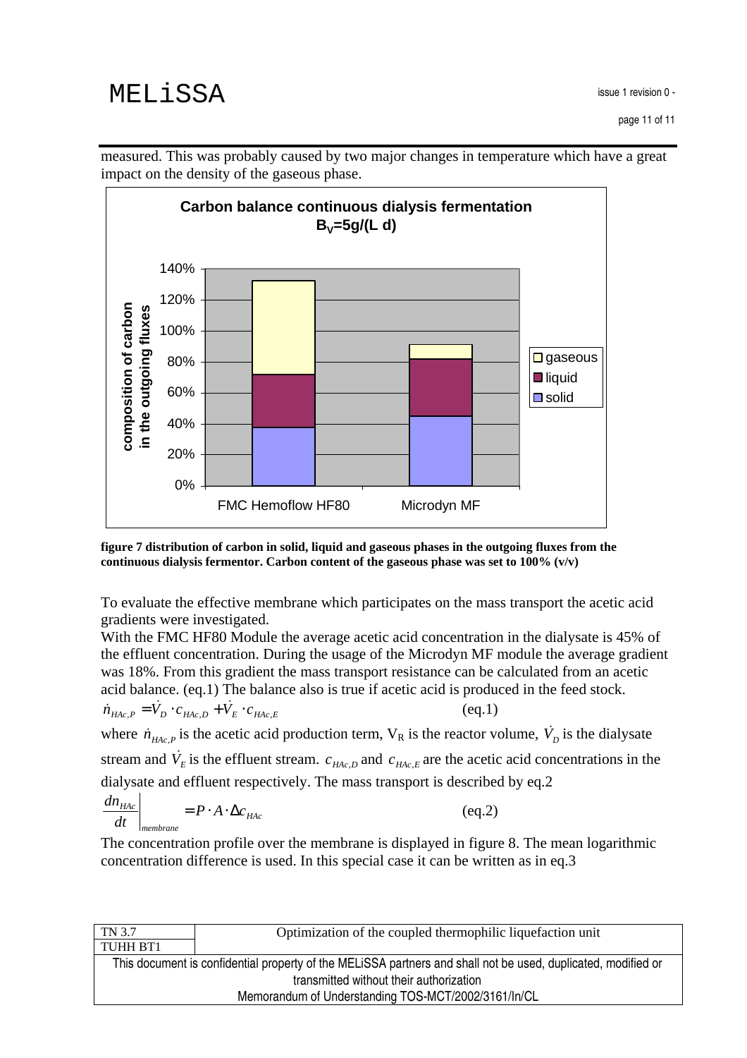measured. This was probably caused by two major changes in temperature which have a great impact on the density of the gaseous phase.

**figure 7 distribution of carbon in solid, liquid and gaseous phases in the outgoing fluxes from the continuous dialysis fermentor. Carbon content of the gaseous phase was set to 100% (v/v)**

To evaluate the effective membrane which participates on the mass transport the acetic acid gradients were investigated.

With the FMC HF80 Module the average acetic acid concentration in the dialysate is 45% of the effluent concentration. During the usage of the Microdyn MF module the average gradient was 18%. From this gradient the mass transport resistance can be calculated from an acetic acid balance. (eq.1) The balance also is true if acetic acid is produced in the feed stock.

$$\dot{n}_{HAc,P} = \dot{V}_D \cdot c_{HAc,D} + \dot{V}_E \cdot c_{HAc,E} \qquad \text{(eq.1)}$$

where $\dot{n}_{HAc,P}$ is the acetic acid production term, $V_R$ is the reactor volume, $\dot{V}_D$ is the dialysate stream and $\dot{V}_E$ is the effluent stream. $c_{HAc,D}$ and $c_{HAc,E}$ are the acetic acid concentrations in the dialysate and effluent respectively. The mass transport is described by eq.2

$$\left.\frac{dn_{HAc}}{dt}\right|_{membrane} = P \cdot A \cdot \Delta c_{HAc} \qquad \text{(eq.2)}$$

The concentration profile over the membrane is displayed in figure 8. The mean logarithmic concentration difference is used. In this special case it can be written as in eq.3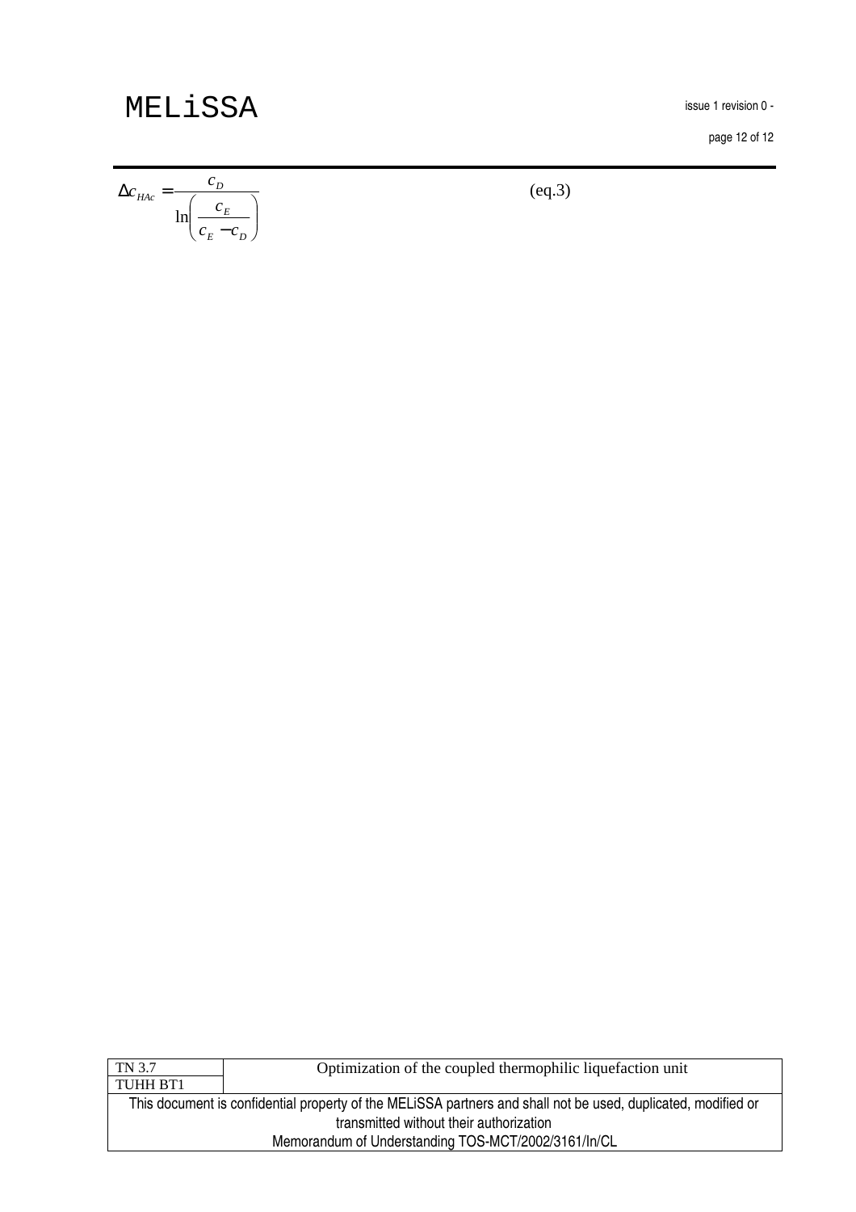$$\Delta c_{HAc} = \frac{c_D}{\ln\left(\frac{c_E}{c_E - c_D}\right)} \qquad \text{(eq.3)}$$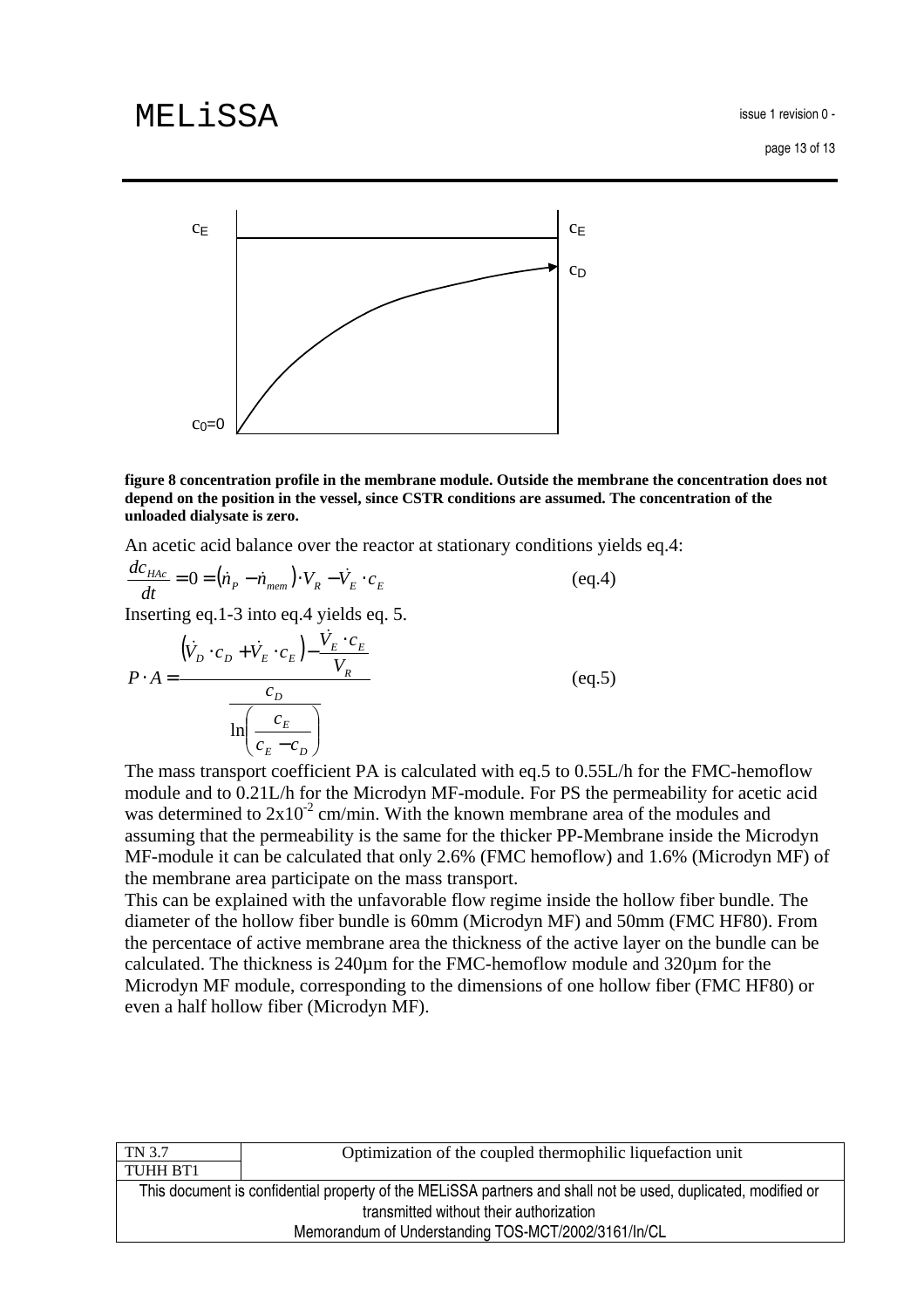**figure 8 concentration profile in the membrane module. Outside the membrane the concentration does not depend on the position in the vessel, since CSTR conditions are assumed. The concentration of the unloaded dialysate is zero.**

An acetic acid balance over the reactor at stationary conditions yields eq.4:

$$\frac{dc_{HAc}}{dt} = 0 = \left(\dot{n}_P - \dot{n}_{mem}\right) \cdot V_R - \dot{V}_E \cdot c_E \qquad \text{(eq.4)}$$

Inserting eq.1-3 into eq.4 yields eq. 5.

$$P \cdot A = \frac{\left(\dot{V}_D \cdot c_D + \dot{V}_E \cdot c_E\right) - \frac{\dot{V}_E \cdot c_E}{V_R}}{\frac{c_D}{\ln\left(\frac{c_E}{c_E - c_D}\right)}} \qquad \text{(eq.5)}$$

The mass transport coefficient PA is calculated with eq.5 to 0.55L/h for the FMC-hemoflow module and to 0.21L/h for the Microdyn MF-module. For PS the permeability for acetic acid was determined to $2 \times 10^{-2}$ cm/min. With the known membrane area of the modules and assuming that the permeability is the same for the thicker PP-Membrane inside the Microdyn MF-module it can be calculated that only 2.6% (FMC hemoflow) and 1.6% (Microdyn MF) of the membrane area participate on the mass transport.

This can be explained with the unfavorable flow regime inside the hollow fiber bundle. The diameter of the hollow fiber bundle is 60mm (Microdyn MF) and 50mm (FMC HF80). From the percentace of active membrane area the thickness of the active layer on the bundle can be calculated. The thickness is 240µm for the FMC-hemoflow module and 320µm for the Microdyn MF module, corresponding to the dimensions of one hollow fiber (FMC HF80) or even a half hollow fiber (Microdyn MF).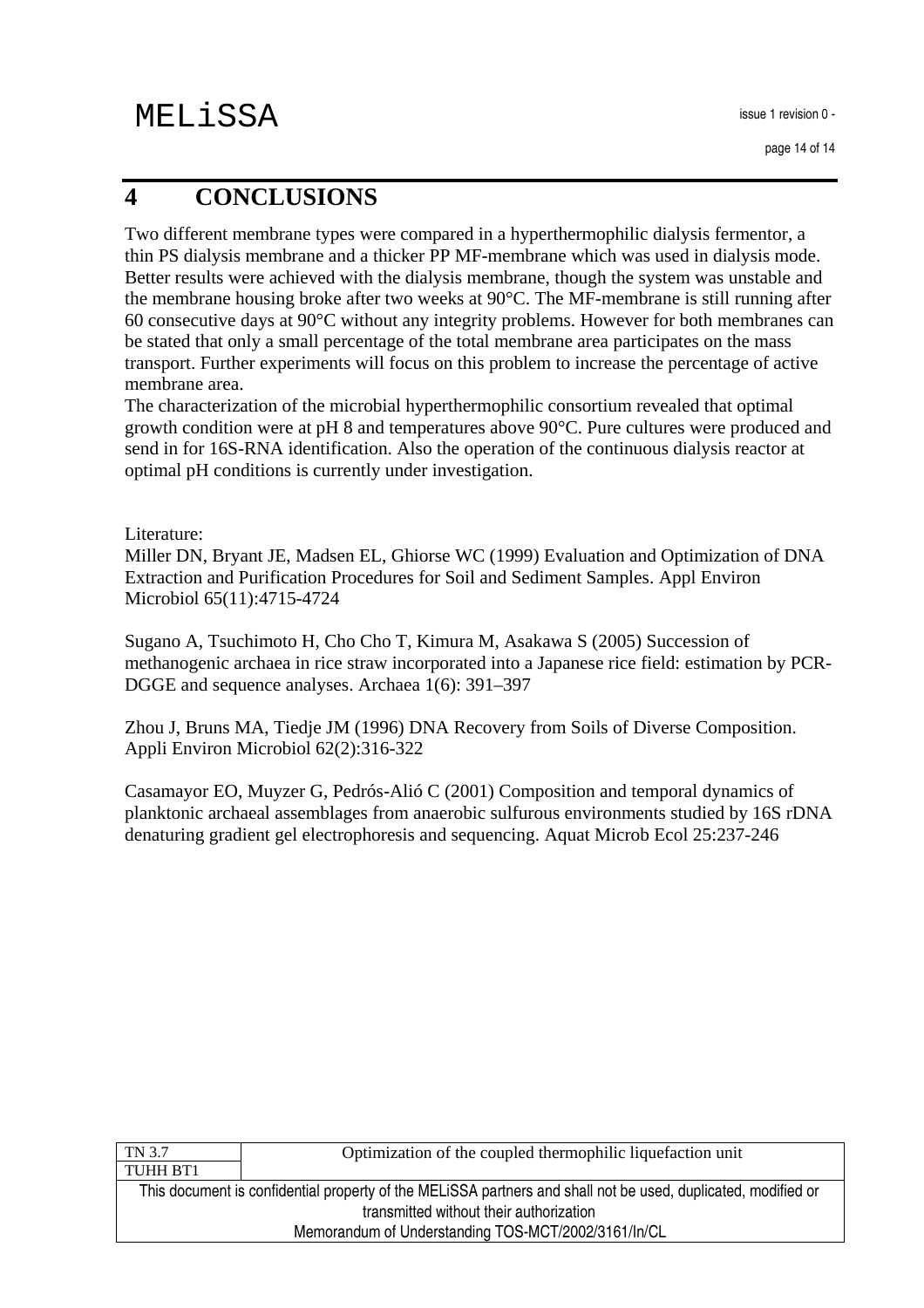# 4 CONCLUSIONS

Two different membrane types were compared in a hyperthermophilic dialysis fermentor, a thin PS dialysis membrane and a thicker PP MF-membrane which was used in dialysis mode. Better results were achieved with the dialysis membrane, though the system was unstable and the membrane housing broke after two weeks at 90°C. The MF-membrane is still running after 60 consecutive days at 90°C without any integrity problems. However for both membranes can be stated that only a small percentage of the total membrane area participates on the mass transport. Further experiments will focus on this problem to increase the percentage of active membrane area.

The characterization of the microbial hyperthermophilic consortium revealed that optimal growth condition were at pH 8 and temperatures above 90°C. Pure cultures were produced and send in for 16S-RNA identification. Also the operation of the continuous dialysis reactor at optimal pH conditions is currently under investigation.

Literature:

Miller DN, Bryant JE, Madsen EL, Ghiorse WC (1999) Evaluation and Optimization of DNA Extraction and Purification Procedures for Soil and Sediment Samples. Appl Environ Microbiol 65(11):4715-4724

Sugano A, Tsuchimoto H, Cho Cho T, Kimura M, Asakawa S (2005) Succession of methanogenic archaea in rice straw incorporated into a Japanese rice field: estimation by PCR-DGGE and sequence analyses. Archaea 1(6): 391–397

Zhou J, Bruns MA, Tiedje JM (1996) DNA Recovery from Soils of Diverse Composition. Appli Environ Microbiol 62(2):316-322

Casamayor EO, Muyzer G, Pedrós-Alió C (2001) Composition and temporal dynamics of planktonic archaeal assemblages from anaerobic sulfurous environments studied by 16S rDNA denaturing gradient gel electrophoresis and sequencing. Aquat Microb Ecol 25:237-246